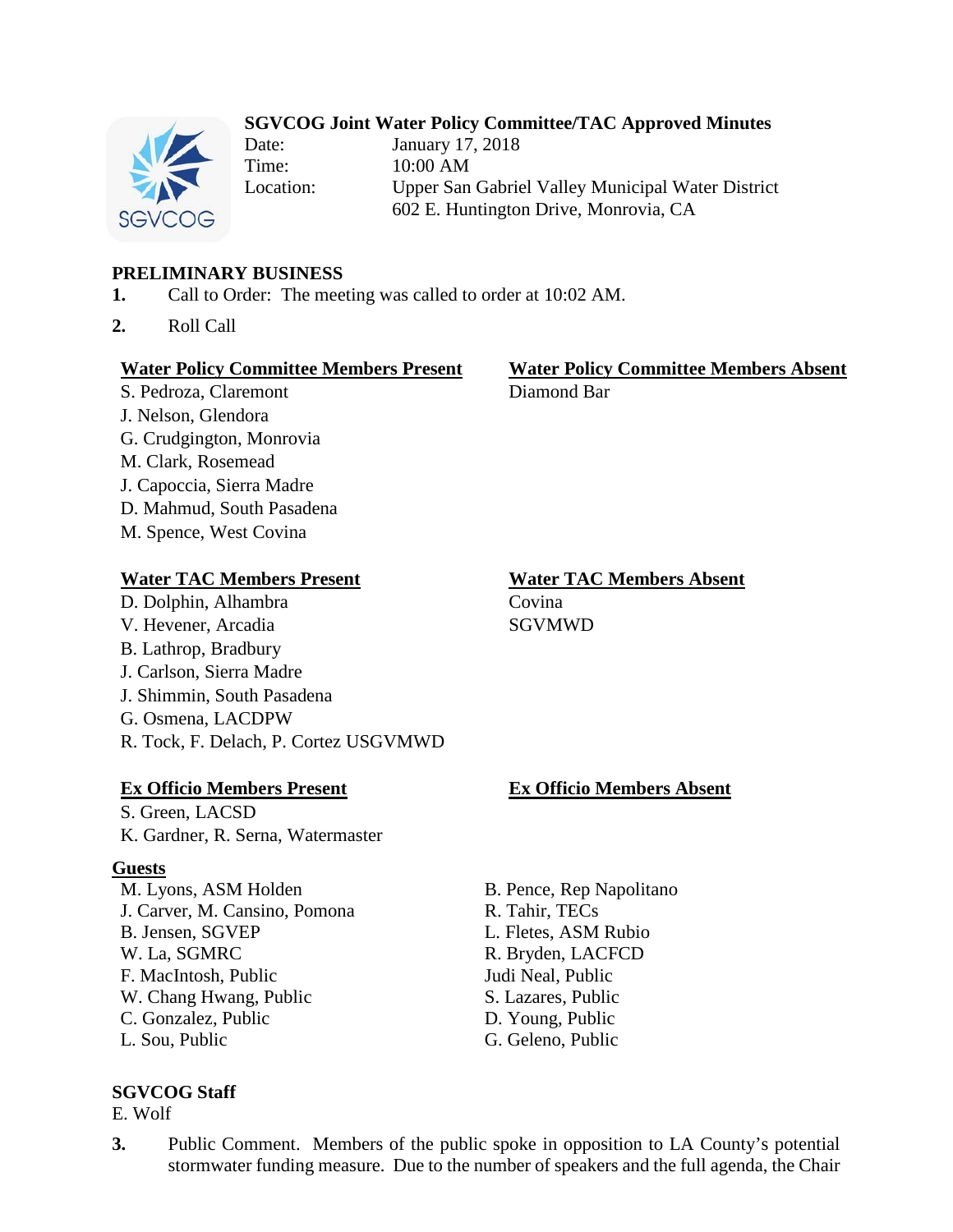# SGVCOG Joint Water Policy Committee/TAC Approved Minutes

Date: January 17, 2018
Time: 10:00 AM
Location: Upper San Gabriel Valley Municipal Water District
602 E. Huntington Drive, Monrovia, CA

## PRELIMINARY BUSINESS

1. Call to Order: The meeting was called to order at 10:02 AM.

2. Roll Call

**Water Policy Committee Members Present**
S. Pedroza, Claremont
J. Nelson, Glendora
G. Crudgington, Monrovia
M. Clark, Rosemead
J. Capoccia, Sierra Madre
D. Mahmud, South Pasadena
M. Spence, West Covina

**Water Policy Committee Members Absent**
Diamond Bar

**Water TAC Members Present**
D. Dolphin, Alhambra
V. Hevener, Arcadia
B. Lathrop, Bradbury
J. Carlson, Sierra Madre
J. Shimmin, South Pasadena
G. Osmena, LACDPW
R. Tock, F. Delach, P. Cortez USGVMWD

**Water TAC Members Absent**
Covina
SGVMWD

**Ex Officio Members Present**
S. Green, LACSD
K. Gardner, R. Serna, Watermaster

**Ex Officio Members Absent**

**Guests**
M. Lyons, ASM Holden
J. Carver, M. Cansino, Pomona
B. Jensen, SGVEP
W. La, SGMRC
F. MacIntosh, Public
W. Chang Hwang, Public
C. Gonzalez, Public
L. Sou, Public
B. Pence, Rep Napolitano
R. Tahir, TECs
L. Fletes, ASM Rubio
R. Bryden, LACFCD
Judi Neal, Public
S. Lazares, Public
D. Young, Public
G. Geleno, Public

**SGVCOG Staff**
E. Wolf

3. Public Comment. Members of the public spoke in opposition to LA County's potential stormwater funding measure. Due to the number of speakers and the full agenda, the Chair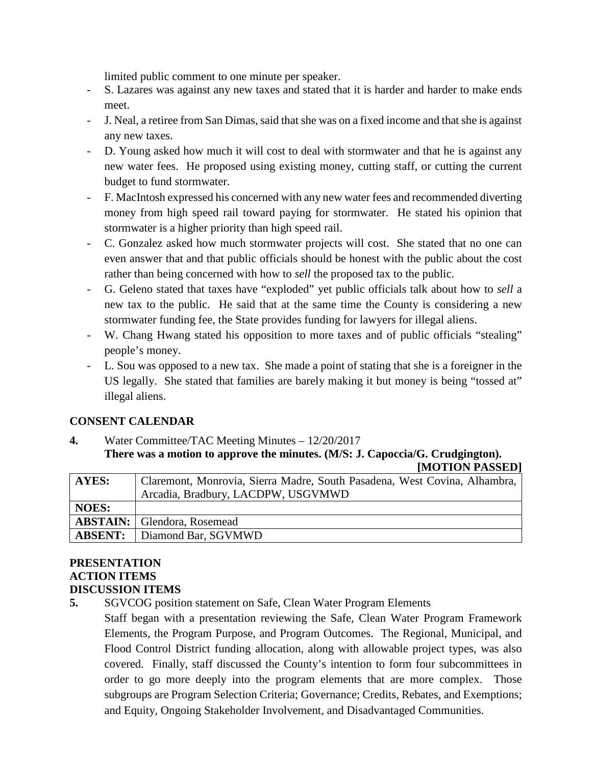limited public comment to one minute per speaker.

- S. Lazares was against any new taxes and stated that it is harder and harder to make ends meet.
- J. Neal, a retiree from San Dimas, said that she was on a fixed income and that she is against any new taxes.
- D. Young asked how much it will cost to deal with stormwater and that he is against any new water fees. He proposed using existing money, cutting staff, or cutting the current budget to fund stormwater.
- F. MacIntosh expressed his concerned with any new water fees and recommended diverting money from high speed rail toward paying for stormwater. He stated his opinion that stormwater is a higher priority than high speed rail.
- C. Gonzalez asked how much stormwater projects will cost. She stated that no one can even answer that and that public officials should be honest with the public about the cost rather than being concerned with how to *sell* the proposed tax to the public.
- G. Geleno stated that taxes have "exploded" yet public officials talk about how to *sell* a new tax to the public. He said that at the same time the County is considering a new stormwater funding fee, the State provides funding for lawyers for illegal aliens.
- W. Chang Hwang stated his opposition to more taxes and of public officials "stealing" people's money.
- L. Sou was opposed to a new tax. She made a point of stating that she is a foreigner in the US legally. She stated that families are barely making it but money is being "tossed at" illegal aliens.

**CONSENT CALENDAR**

**4.** Water Committee/TAC Meeting Minutes – 12/20/2017

**There was a motion to approve the minutes. (M/S: J. Capoccia/G. Crudgington).**

**[MOTION PASSED]**

| | |
|---|---|
| **AYES:** | Claremont, Monrovia, Sierra Madre, South Pasadena, West Covina, Alhambra, Arcadia, Bradbury, LACDPW, USGVMWD |
| **NOES:** | |
| **ABSTAIN:** | Glendora, Rosemead |
| **ABSENT:** | Diamond Bar, SGVMWD |

**PRESENTATION**

**ACTION ITEMS**

**DISCUSSION ITEMS**

**5.** SGVCOG position statement on Safe, Clean Water Program Elements

Staff began with a presentation reviewing the Safe, Clean Water Program Framework Elements, the Program Purpose, and Program Outcomes. The Regional, Municipal, and Flood Control District funding allocation, along with allowable project types, was also covered. Finally, staff discussed the County's intention to form four subcommittees in order to go more deeply into the program elements that are more complex. Those subgroups are Program Selection Criteria; Governance; Credits, Rebates, and Exemptions; and Equity, Ongoing Stakeholder Involvement, and Disadvantaged Communities.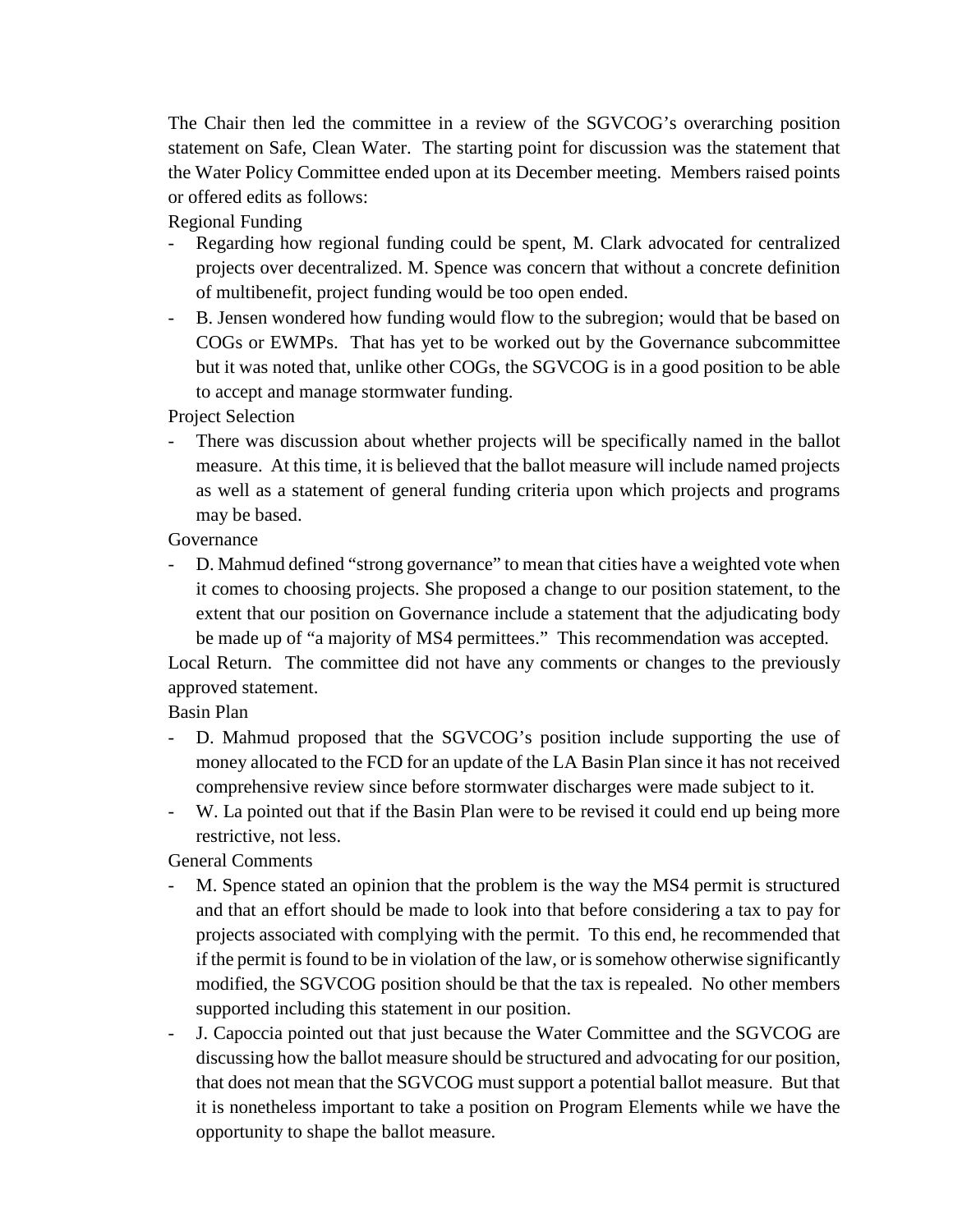The Chair then led the committee in a review of the SGVCOG's overarching position statement on Safe, Clean Water. The starting point for discussion was the statement that the Water Policy Committee ended upon at its December meeting. Members raised points or offered edits as follows:

Regional Funding

- Regarding how regional funding could be spent, M. Clark advocated for centralized projects over decentralized. M. Spence was concern that without a concrete definition of multibenefit, project funding would be too open ended.
- B. Jensen wondered how funding would flow to the subregion; would that be based on COGs or EWMPs. That has yet to be worked out by the Governance subcommittee but it was noted that, unlike other COGs, the SGVCOG is in a good position to be able to accept and manage stormwater funding.

Project Selection

- There was discussion about whether projects will be specifically named in the ballot measure. At this time, it is believed that the ballot measure will include named projects as well as a statement of general funding criteria upon which projects and programs may be based.

Governance

- D. Mahmud defined "strong governance" to mean that cities have a weighted vote when it comes to choosing projects. She proposed a change to our position statement, to the extent that our position on Governance include a statement that the adjudicating body be made up of "a majority of MS4 permittees." This recommendation was accepted.

Local Return. The committee did not have any comments or changes to the previously approved statement.

Basin Plan

- D. Mahmud proposed that the SGVCOG's position include supporting the use of money allocated to the FCD for an update of the LA Basin Plan since it has not received comprehensive review since before stormwater discharges were made subject to it.
- W. La pointed out that if the Basin Plan were to be revised it could end up being more restrictive, not less.

General Comments

- M. Spence stated an opinion that the problem is the way the MS4 permit is structured and that an effort should be made to look into that before considering a tax to pay for projects associated with complying with the permit. To this end, he recommended that if the permit is found to be in violation of the law, or is somehow otherwise significantly modified, the SGVCOG position should be that the tax is repealed. No other members supported including this statement in our position.
- J. Capoccia pointed out that just because the Water Committee and the SGVCOG are discussing how the ballot measure should be structured and advocating for our position, that does not mean that the SGVCOG must support a potential ballot measure. But that it is nonetheless important to take a position on Program Elements while we have the opportunity to shape the ballot measure.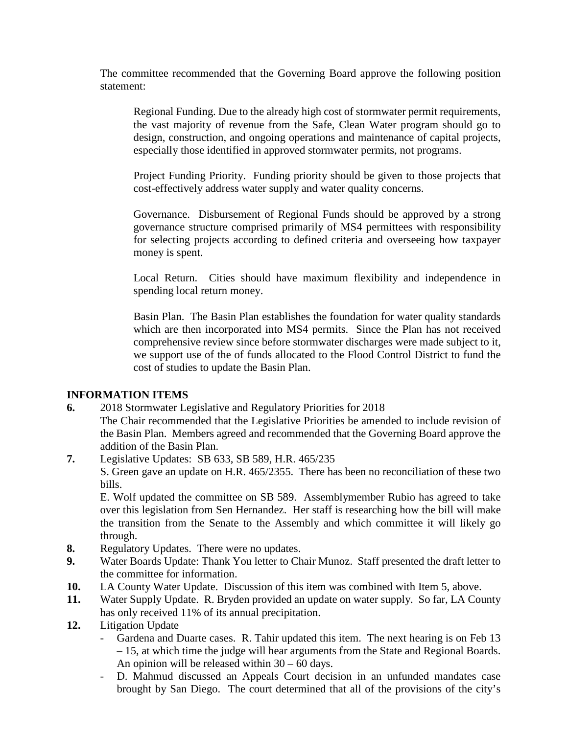The committee recommended that the Governing Board approve the following position statement:

> Regional Funding. Due to the already high cost of stormwater permit requirements, the vast majority of revenue from the Safe, Clean Water program should go to design, construction, and ongoing operations and maintenance of capital projects, especially those identified in approved stormwater permits, not programs.
>
> Project Funding Priority. Funding priority should be given to those projects that cost-effectively address water supply and water quality concerns.
>
> Governance. Disbursement of Regional Funds should be approved by a strong governance structure comprised primarily of MS4 permittees with responsibility for selecting projects according to defined criteria and overseeing how taxpayer money is spent.
>
> Local Return. Cities should have maximum flexibility and independence in spending local return money.
>
> Basin Plan. The Basin Plan establishes the foundation for water quality standards which are then incorporated into MS4 permits. Since the Plan has not received comprehensive review since before stormwater discharges were made subject to it, we support use of the of funds allocated to the Flood Control District to fund the cost of studies to update the Basin Plan.

**INFORMATION ITEMS**

**6.** 2018 Stormwater Legislative and Regulatory Priorities for 2018
The Chair recommended that the Legislative Priorities be amended to include revision of the Basin Plan. Members agreed and recommended that the Governing Board approve the addition of the Basin Plan.

**7.** Legislative Updates: SB 633, SB 589, H.R. 465/235
S. Green gave an update on H.R. 465/2355. There has been no reconciliation of these two bills.
E. Wolf updated the committee on SB 589. Assemblymember Rubio has agreed to take over this legislation from Sen Hernandez. Her staff is researching how the bill will make the transition from the Senate to the Assembly and which committee it will likely go through.

**8.** Regulatory Updates. There were no updates.

**9.** Water Boards Update: Thank You letter to Chair Munoz. Staff presented the draft letter to the committee for information.

**10.** LA County Water Update. Discussion of this item was combined with Item 5, above.

**11.** Water Supply Update. R. Bryden provided an update on water supply. So far, LA County has only received 11% of its annual precipitation.

**12.** Litigation Update

- Gardena and Duarte cases. R. Tahir updated this item. The next hearing is on Feb 13 – 15, at which time the judge will hear arguments from the State and Regional Boards. An opinion will be released within 30 – 60 days.
- D. Mahmud discussed an Appeals Court decision in an unfunded mandates case brought by San Diego. The court determined that all of the provisions of the city's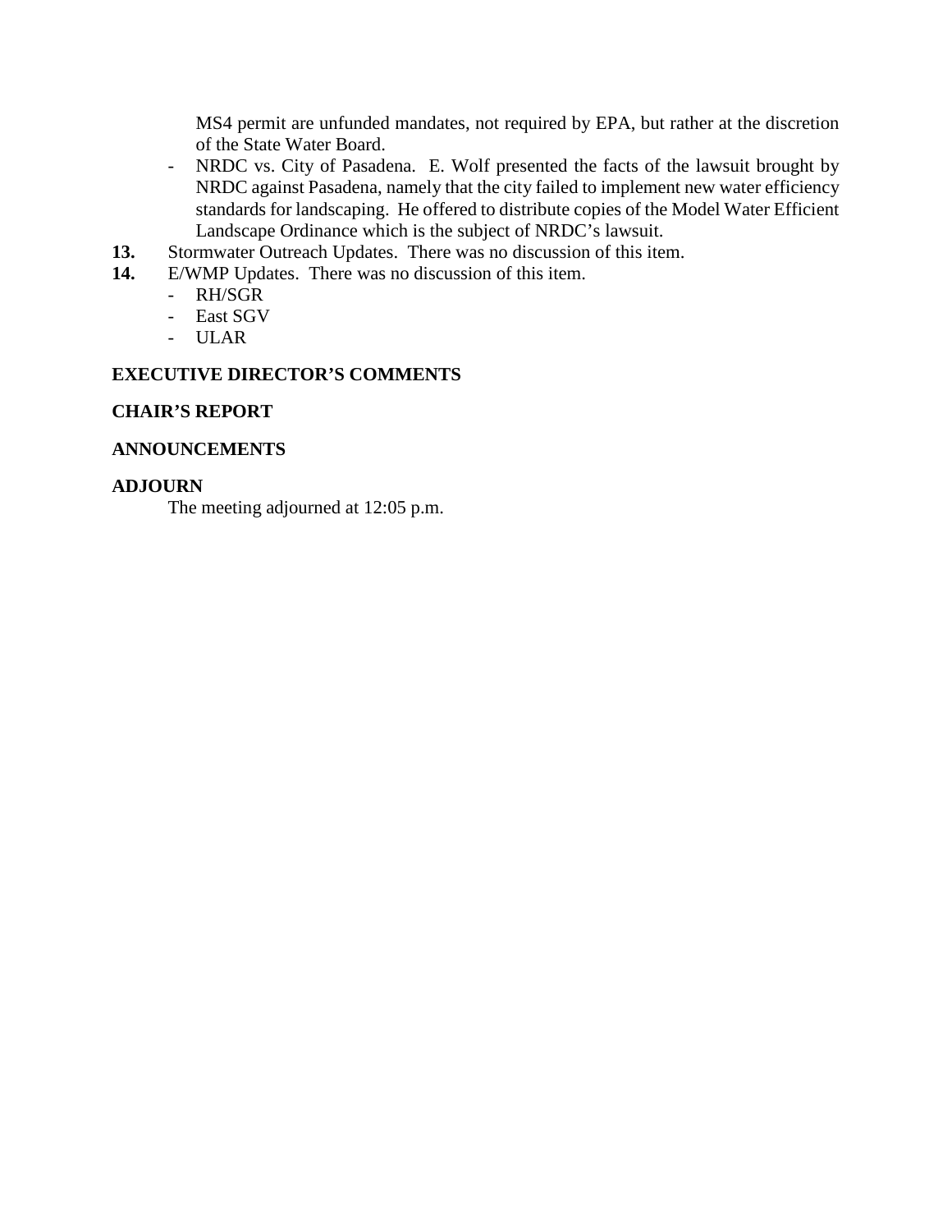MS4 permit are unfunded mandates, not required by EPA, but rather at the discretion of the State Water Board.

- NRDC vs. City of Pasadena. E. Wolf presented the facts of the lawsuit brought by NRDC against Pasadena, namely that the city failed to implement new water efficiency standards for landscaping. He offered to distribute copies of the Model Water Efficient Landscape Ordinance which is the subject of NRDC's lawsuit.

**13.** Stormwater Outreach Updates. There was no discussion of this item.

**14.** E/WMP Updates. There was no discussion of this item.

- RH/SGR
- East SGV
- ULAR

**EXECUTIVE DIRECTOR'S COMMENTS**

**CHAIR'S REPORT**

**ANNOUNCEMENTS**

**ADJOURN**

The meeting adjourned at 12:05 p.m.